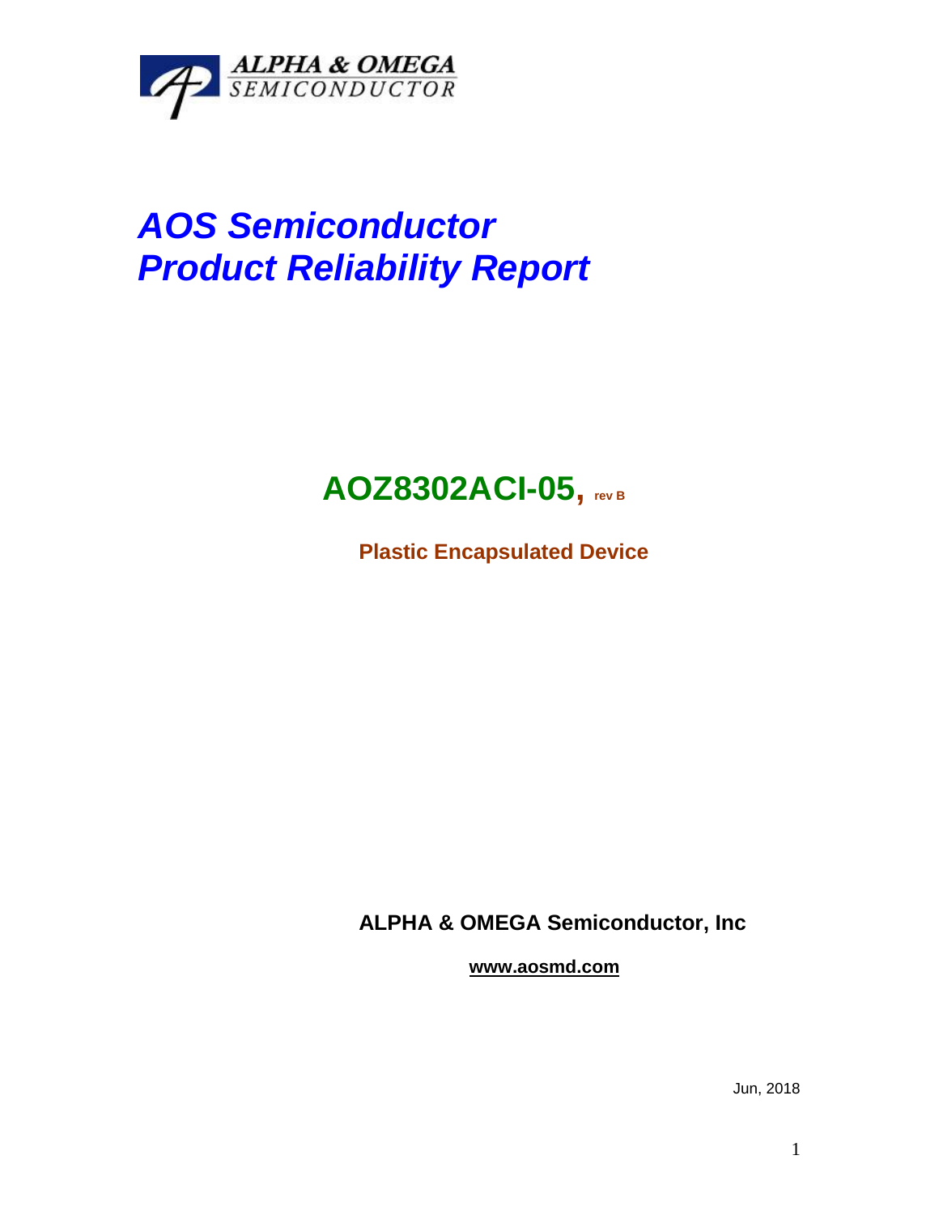ALPHA & OMEGA
SEMICONDUCTOR

# *AOS Semiconductor*
# *Product Reliability Report*

## AOZ8302ACI-05, rev B

**Plastic Encapsulated Device**

**ALPHA & OMEGA Semiconductor, Inc**

**www.aosmd.com**

Jun, 2018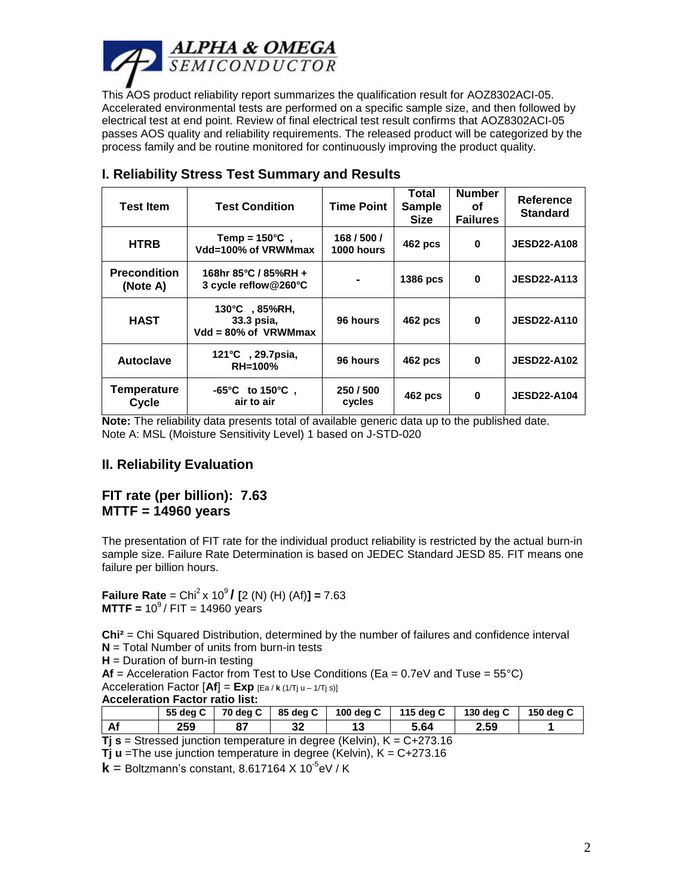This AOS product reliability report summarizes the qualification result for AOZ8302ACI-05. Accelerated environmental tests are performed on a specific sample size, and then followed by electrical test at end point. Review of final electrical test result confirms that AOZ8302ACI-05 passes AOS quality and reliability requirements. The released product will be categorized by the process family and be routine monitored for continuously improving the product quality.

## I. Reliability Stress Test Summary and Results

| Test Item | Test Condition | Time Point | Total Sample Size | Number of Failures | Reference Standard |
|---|---|---|---|---|---|
| HTRB | Temp = 150°C , Vdd=100% of VRWMmax | 168 / 500 / 1000 hours | 462 pcs | 0 | JESD22-A108 |
| Precondition (Note A) | 168hr 85°C / 85%RH + 3 cycle reflow@260°C | - | 1386 pcs | 0 | JESD22-A113 |
| HAST | 130°C , 85%RH, 33.3 psia, Vdd = 80% of VRWMmax | 96 hours | 462 pcs | 0 | JESD22-A110 |
| Autoclave | 121°C , 29.7psia, RH=100% | 96 hours | 462 pcs | 0 | JESD22-A102 |
| Temperature Cycle | -65°C to 150°C , air to air | 250 / 500 cycles | 462 pcs | 0 | JESD22-A104 |

**Note:** The reliability data presents total of available generic data up to the published date.
Note A: MSL (Moisture Sensitivity Level) 1 based on J-STD-020

## II. Reliability Evaluation

### FIT rate (per billion): 7.63
### MTTF = 14960 years

The presentation of FIT rate for the individual product reliability is restricted by the actual burn-in sample size. Failure Rate Determination is based on JEDEC Standard JESD 85. FIT means one failure per billion hours.

**Failure Rate** = $Chi^2 \times 10^9$ **/ [**2 (N) (H) (Af)**] =** 7.63
**MTTF =** $10^9$ / FIT = 14960 years

**Chi²** = Chi Squared Distribution, determined by the number of failures and confidence interval
**N** = Total Number of units from burn-in tests
**H** = Duration of burn-in testing
**Af** = Acceleration Factor from Test to Use Conditions (Ea = 0.7eV and Tuse = 55°C)
Acceleration Factor [**Af**] = **Exp** [Ea / **k** (1/Tj u – 1/Tj s)]

**Acceleration Factor ratio list:**

| | 55 deg C | 70 deg C | 85 deg C | 100 deg C | 115 deg C | 130 deg C | 150 deg C |
|---|---|---|---|---|---|---|---|
| Af | 259 | 87 | 32 | 13 | 5.64 | 2.59 | 1 |

**Tj s** = Stressed junction temperature in degree (Kelvin), K = C+273.16
**Tj u** =The use junction temperature in degree (Kelvin), K = C+273.16
**k** = Boltzmann's constant, $8.617164 \times 10^{-5}$eV / K